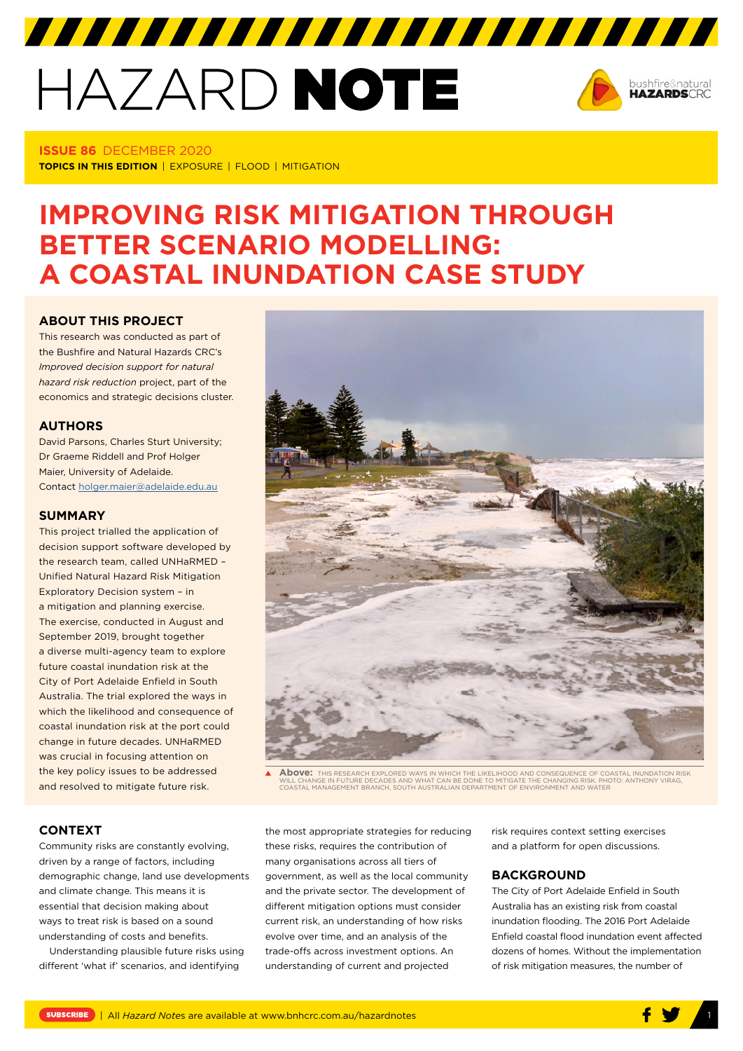# HAZARD NOTE

**ISSUE 86** DECEMBER 2020

**TOPICS IN THIS EDITION** | EXPOSURE | FLOOD | MITIGATION

# IMPROVING RISK MITIGATION THROUGH BETTER SCENARIO MODELLING: A COASTAL INUNDATION CASE STUDY

## ABOUT THIS PROJECT

This research was conducted as part of the Bushfire and Natural Hazards CRC's *Improved decision support for natural hazard risk reduction* project, part of the economics and strategic decisions cluster.

## AUTHORS

David Parsons, Charles Sturt University; Dr Graeme Riddell and Prof Holger Maier, University of Adelaide. Contact holger.maier@adelaide.edu.au

## SUMMARY

This project trialled the application of decision support software developed by the research team, called UNHaRMED – Unified Natural Hazard Risk Mitigation Exploratory Decision system – in a mitigation and planning exercise. The exercise, conducted in August and September 2019, brought together a diverse multi-agency team to explore future coastal inundation risk at the City of Port Adelaide Enfield in South Australia. The trial explored the ways in which the likelihood and consequence of coastal inundation risk at the port could change in future decades. UNHaRMED was crucial in focusing attention on the key policy issues to be addressed and resolved to mitigate future risk.

**Above:** THIS RESEARCH EXPLORED WAYS IN WHICH THE LIKELIHOOD AND CONSEQUENCE OF COASTAL INUNDATION RISK WILL CHANGE IN FUTURE DECADES AND WHAT CAN BE DONE TO MITIGATE THE CHANGING RISK. PHOTO: ANTHONY VIRAG, COASTAL MANAGEMENT BRANCH, SOUTH AUSTRALIAN DEPARTMENT OF ENVIRONMENT AND WATER

## CONTEXT

Community risks are constantly evolving, driven by a range of factors, including demographic change, land use developments and climate change. This means it is essential that decision making about ways to treat risk is based on a sound understanding of costs and benefits.

Understanding plausible future risks using different 'what if' scenarios, and identifying the most appropriate strategies for reducing these risks, requires the contribution of many organisations across all tiers of government, as well as the local community and the private sector. The development of different mitigation options must consider current risk, an understanding of how risks evolve over time, and an analysis of the trade-offs across investment options. An understanding of current and projected risk requires context setting exercises and a platform for open discussions.

## BACKGROUND

The City of Port Adelaide Enfield in South Australia has an existing risk from coastal inundation flooding. The 2016 Port Adelaide Enfield coastal flood inundation event affected dozens of homes. Without the implementation of risk mitigation measures, the number of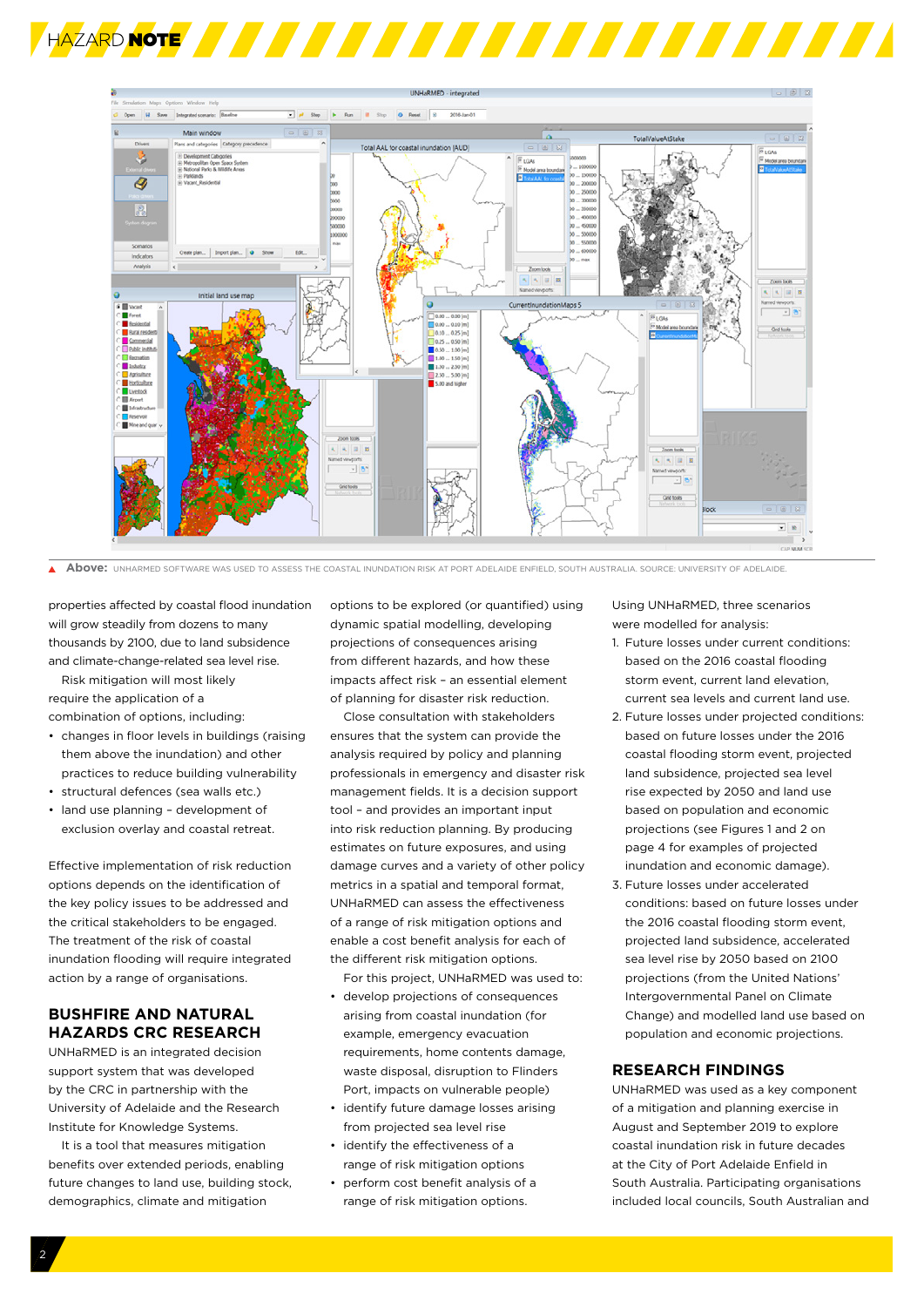**Above:** UNHARMED SOFTWARE WAS USED TO ASSESS THE COASTAL INUNDATION RISK AT PORT ADELAIDE ENFIELD, SOUTH AUSTRALIA. SOURCE: UNIVERSITY OF ADELAIDE.

properties affected by coastal flood inundation will grow steadily from dozens to many thousands by 2100, due to land subsidence and climate-change-related sea level rise.

Risk mitigation will most likely require the application of a combination of options, including:

- changes in floor levels in buildings (raising them above the inundation) and other practices to reduce building vulnerability
- structural defences (sea walls etc.)
- land use planning – development of exclusion overlay and coastal retreat.

Effective implementation of risk reduction options depends on the identification of the key policy issues to be addressed and the critical stakeholders to be engaged. The treatment of the risk of coastal inundation flooding will require integrated action by a range of organisations.

## BUSHFIRE AND NATURAL HAZARDS CRC RESEARCH

UNHaRMED is an integrated decision support system that was developed by the CRC in partnership with the University of Adelaide and the Research Institute for Knowledge Systems.

It is a tool that measures mitigation benefits over extended periods, enabling future changes to land use, building stock, demographics, climate and mitigation options to be explored (or quantified) using dynamic spatial modelling, developing projections of consequences arising from different hazards, and how these impacts affect risk – an essential element of planning for disaster risk reduction.

Close consultation with stakeholders ensures that the system can provide the analysis required by policy and planning professionals in emergency and disaster risk management fields. It is a decision support tool – and provides an important input into risk reduction planning. By producing estimates on future exposures, and using damage curves and a variety of other policy metrics in a spatial and temporal format, UNHaRMED can assess the effectiveness of a range of risk mitigation options and enable a cost benefit analysis for each of the different risk mitigation options.

For this project, UNHaRMED was used to:

- develop projections of consequences arising from coastal inundation (for example, emergency evacuation requirements, home contents damage, waste disposal, disruption to Flinders Port, impacts on vulnerable people)
- identify future damage losses arising from projected sea level rise
- identify the effectiveness of a range of risk mitigation options
- perform cost benefit analysis of a range of risk mitigation options.

Using UNHaRMED, three scenarios were modelled for analysis:

1. Future losses under current conditions: based on the 2016 coastal flooding storm event, current land elevation, current sea levels and current land use.
2. Future losses under projected conditions: based on future losses under the 2016 coastal flooding storm event, projected land subsidence, projected sea level rise expected by 2050 and land use based on population and economic projections (see Figures 1 and 2 on page 4 for examples of projected inundation and economic damage).
3. Future losses under accelerated conditions: based on future losses under the 2016 coastal flooding storm event, projected land subsidence, accelerated sea level rise by 2050 based on 2100 projections (from the United Nations' Intergovernmental Panel on Climate Change) and modelled land use based on population and economic projections.

## RESEARCH FINDINGS

UNHaRMED was used as a key component of a mitigation and planning exercise in August and September 2019 to explore coastal inundation risk in future decades at the City of Port Adelaide Enfield in South Australia. Participating organisations included local councils, South Australian and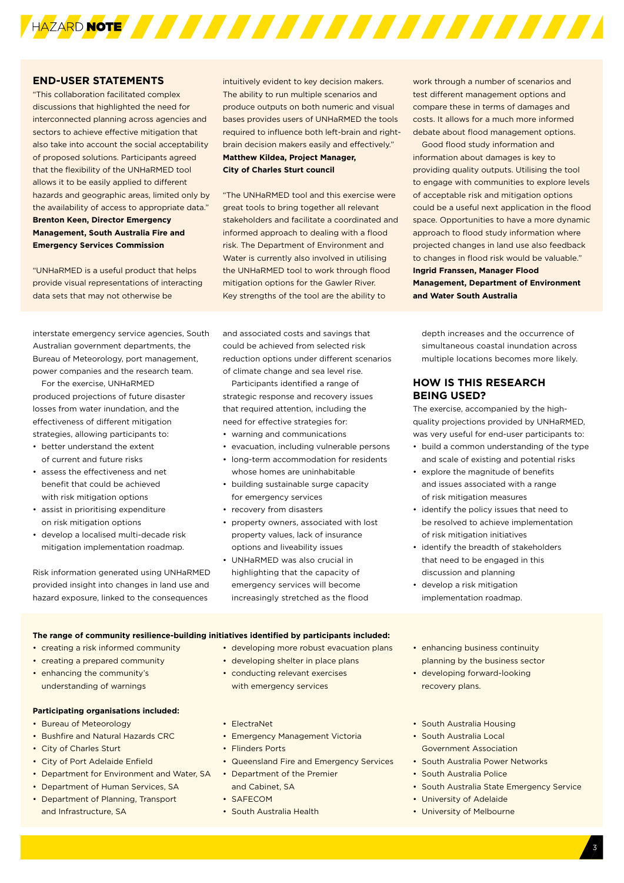## END-USER STATEMENTS

"This collaboration facilitated complex discussions that highlighted the need for interconnected planning across agencies and sectors to achieve effective mitigation that also take into account the social acceptability of proposed solutions. Participants agreed that the flexibility of the UNHaRMED tool allows it to be easily applied to different hazards and geographic areas, limited only by the availability of access to appropriate data."
**Brenton Keen, Director Emergency Management, South Australia Fire and Emergency Services Commission**

"UNHaRMED is a useful product that helps provide visual representations of interacting data sets that may not otherwise be intuitively evident to key decision makers. The ability to run multiple scenarios and produce outputs on both numeric and visual bases provides users of UNHaRMED the tools required to influence both left-brain and right-brain decision makers easily and effectively."
**Matthew Kildea, Project Manager, City of Charles Sturt council**

"The UNHaRMED tool and this exercise were great tools to bring together all relevant stakeholders and facilitate a coordinated and informed approach to dealing with a flood risk. The Department of Environment and Water is currently also involved in utilising the UNHaRMED tool to work through flood mitigation options for the Gawler River. Key strengths of the tool are the ability to work through a number of scenarios and test different management options and compare these in terms of damages and costs. It allows for a much more informed debate about flood management options.

Good flood study information and information about damages is key to providing quality outputs. Utilising the tool to engage with communities to explore levels of acceptable risk and mitigation options could be a useful next application in the flood space. Opportunities to have a more dynamic approach to flood study information where projected changes in land use also feedback to changes in flood risk would be valuable."
**Ingrid Franssen, Manager Flood Management, Department of Environment and Water South Australia**

interstate emergency service agencies, South Australian government departments, the Bureau of Meteorology, port management, power companies and the research team.

For the exercise, UNHaRMED produced projections of future disaster losses from water inundation, and the effectiveness of different mitigation strategies, allowing participants to:

- better understand the extent of current and future risks
- assess the effectiveness and net benefit that could be achieved with risk mitigation options
- assist in prioritising expenditure on risk mitigation options
- develop a localised multi-decade risk mitigation implementation roadmap.

Risk information generated using UNHaRMED provided insight into changes in land use and hazard exposure, linked to the consequences and associated costs and savings that could be achieved from selected risk reduction options under different scenarios of climate change and sea level rise.

Participants identified a range of strategic response and recovery issues that required attention, including the need for effective strategies for:

- warning and communications
- evacuation, including vulnerable persons
- long-term accommodation for residents whose homes are uninhabitable
- building sustainable surge capacity for emergency services
- recovery from disasters
- property owners, associated with lost property values, lack of insurance options and liveability issues
- UNHaRMED was also crucial in highlighting that the capacity of emergency services will become increasingly stretched as the flood depth increases and the occurrence of simultaneous coastal inundation across multiple locations becomes more likely.

## HOW IS THIS RESEARCH BEING USED?

The exercise, accompanied by the high-quality projections provided by UNHaRMED, was very useful for end-user participants to:

- build a common understanding of the type and scale of existing and potential risks
- explore the magnitude of benefits and issues associated with a range of risk mitigation measures
- identify the policy issues that need to be resolved to achieve implementation of risk mitigation initiatives
- identify the breadth of stakeholders that need to be engaged in this discussion and planning
- develop a risk mitigation implementation roadmap.

**The range of community resilience-building initiatives identified by participants included:**

- creating a risk informed community
- creating a prepared community
- enhancing the community's understanding of warnings
- developing more robust evacuation plans
- developing shelter in place plans
- conducting relevant exercises with emergency services
- enhancing business continuity planning by the business sector
- developing forward-looking recovery plans.

**Participating organisations included:**

- Bureau of Meteorology
- Bushfire and Natural Hazards CRC
- City of Charles Sturt
- City of Port Adelaide Enfield
- Department for Environment and Water, SA
- Department of Human Services, SA
- Department of Planning, Transport and Infrastructure, SA
- ElectraNet
- Emergency Management Victoria
- Flinders Ports
- Queensland Fire and Emergency Services
- Department of the Premier and Cabinet, SA
- SAFECOM
- South Australia Health
- South Australia Housing
- South Australia Local Government Association
- South Australia Power Networks
- South Australia Police
- South Australia State Emergency Service
- University of Adelaide
- University of Melbourne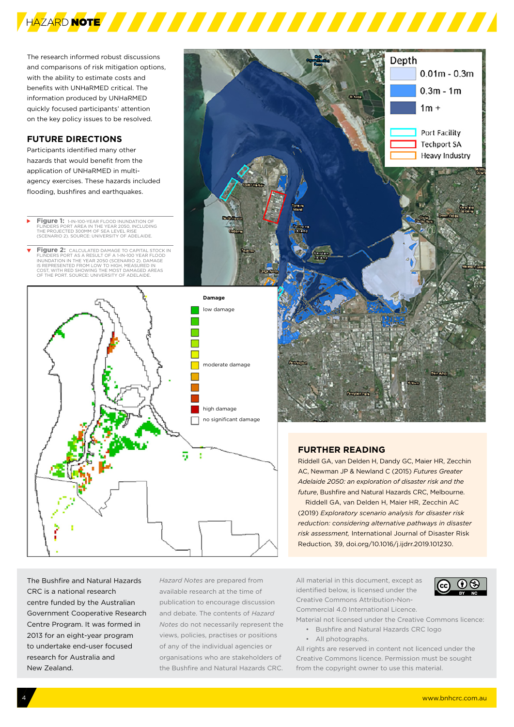The research informed robust discussions and comparisons of risk mitigation options, with the ability to estimate costs and benefits with UNHaRMED critical. The information produced by UNHaRMED quickly focused participants' attention on the key policy issues to be resolved.

## FUTURE DIRECTIONS

Participants identified many other hazards that would benefit from the application of UNHaRMED in multi-agency exercises. These hazards included flooding, bushfires and earthquakes.

**Figure 1:** 1-IN-100-YEAR FLOOD INUNDATION OF FLINDERS PORT AREA IN THE YEAR 2050, INCLUDING THE PROJECTED 300MM OF SEA LEVEL RISE (SCENARIO 2). SOURCE: UNIVERSITY OF ADELAIDE.

**Figure 2:** CALCULATED DAMAGE TO CAPITAL STOCK IN FLINDERS PORT AS A RESULT OF A 1-IN-100 YEAR FLOOD INUNDATION IN THE YEAR 2050 (SCENARIO 2). DAMAGE IS REPRESENTED FROM LOW TO HIGH, MEASURED IN COST, WITH RED SHOWING THE MOST DAMAGED AREAS OF THE PORT. SOURCE: UNIVERSITY OF ADELAIDE.

Damage
low damage
moderate damage
high damage
no significant damage

Depth
0.01m - 0.3m
0.3m - 1m
1m +
Port Facility
Techport SA
Heavy Industry

## FURTHER READING

Riddell GA, van Delden H, Dandy GC, Maier HR, Zecchin AC, Newman JP & Newland C (2015) *Futures Greater Adelaide 2050: an exploration of disaster risk and the future*, Bushfire and Natural Hazards CRC, Melbourne.

Riddell GA, van Delden H, Maier HR, Zecchin AC (2019) *Exploratory scenario analysis for disaster risk reduction: considering alternative pathways in disaster risk assessment*, International Journal of Disaster Risk Reduction, 39, doi.org/10.1016/j.ijdrr.2019.101230.

The Bushfire and Natural Hazards CRC is a national research centre funded by the Australian Government Cooperative Research Centre Program. It was formed in 2013 for an eight-year program to undertake end-user focused research for Australia and New Zealand.

*Hazard Notes* are prepared from available research at the time of publication to encourage discussion and debate. The contents of *Hazard Notes* do not necessarily represent the views, policies, practises or positions of any of the individual agencies or organisations who are stakeholders of the Bushfire and Natural Hazards CRC.

All material in this document, except as identified below, is licensed under the Creative Commons Attribution-Non-Commercial 4.0 International Licence.

Material not licensed under the Creative Commons licence:

- Bushfire and Natural Hazards CRC logo
- All photographs.

All rights are reserved in content not licenced under the Creative Commons licence. Permission must be sought from the copyright owner to use this material.

www.bnhcrc.com.au